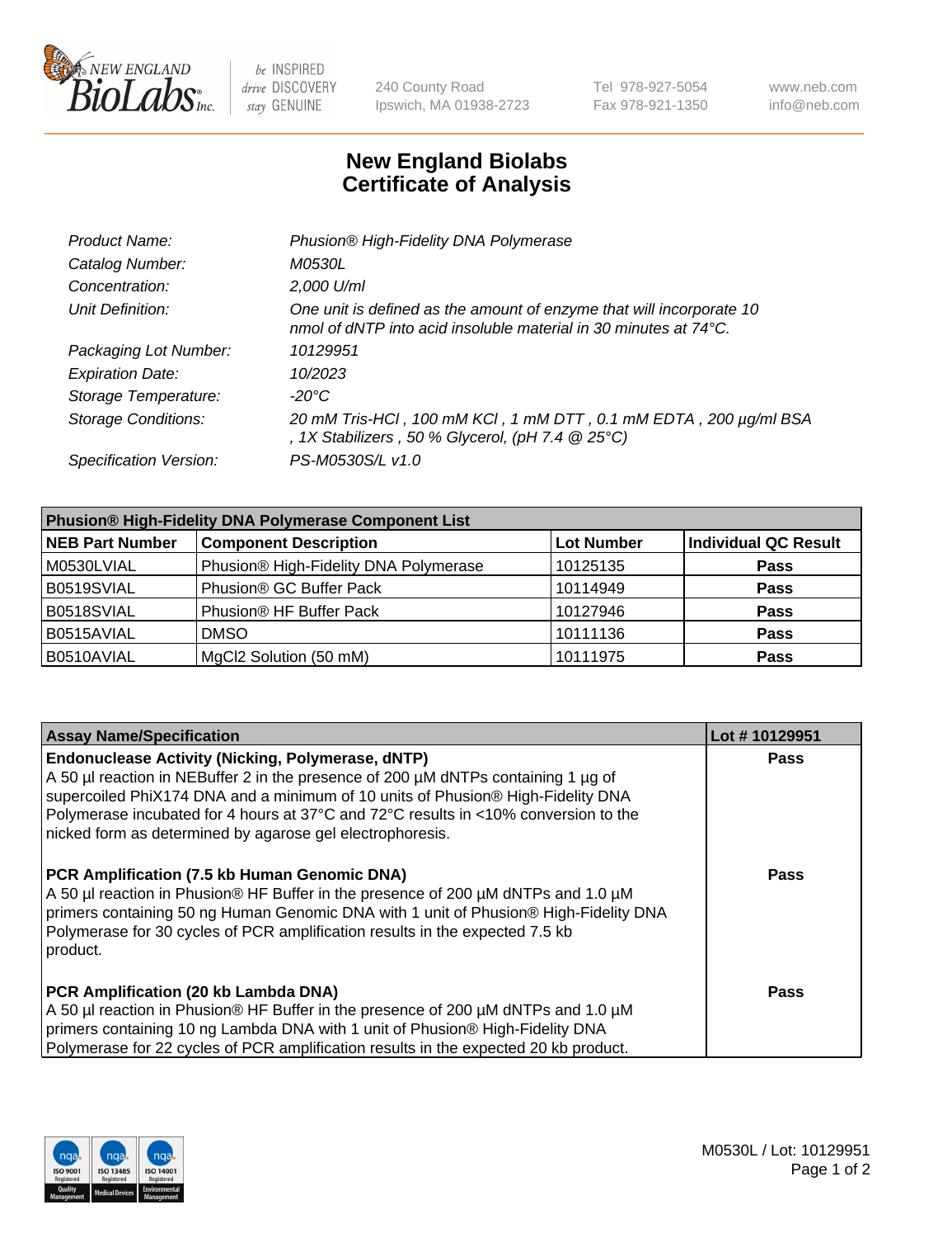New England BioLabs Inc. — be INSPIRED drive DISCOVERY stay GENUINE

240 County Road
Ipswich, MA 01938-2723

Tel 978-927-5054
Fax 978-921-1350

www.neb.com
info@neb.com

# New England Biolabs
# Certificate of Analysis

| | |
|---|---|
| *Product Name:* | *Phusion® High-Fidelity DNA Polymerase* |
| *Catalog Number:* | *M0530L* |
| *Concentration:* | *2,000 U/ml* |
| *Unit Definition:* | *One unit is defined as the amount of enzyme that will incorporate 10 nmol of dNTP into acid insoluble material in 30 minutes at 74°C.* |
| *Packaging Lot Number:* | *10129951* |
| *Expiration Date:* | *10/2023* |
| *Storage Temperature:* | *-20°C* |
| *Storage Conditions:* | *20 mM Tris-HCl , 100 mM KCl , 1 mM DTT , 0.1 mM EDTA , 200 µg/ml BSA , 1X Stabilizers , 50 % Glycerol, (pH 7.4 @ 25°C)* |
| *Specification Version:* | *PS-M0530S/L v1.0* |

| Phusion® High-Fidelity DNA Polymerase Component List | | | |
|---|---|---|---|
| **NEB Part Number** | **Component Description** | **Lot Number** | **Individual QC Result** |
| M0530LVIAL | Phusion® High-Fidelity DNA Polymerase | 10125135 | **Pass** |
| B0519SVIAL | Phusion® GC Buffer Pack | 10114949 | **Pass** |
| B0518SVIAL | Phusion® HF Buffer Pack | 10127946 | **Pass** |
| B0515AVIAL | DMSO | 10111136 | **Pass** |
| B0510AVIAL | MgCl2 Solution (50 mM) | 10111975 | **Pass** |

| Assay Name/Specification | Lot # 10129951 |
|---|---|
| **Endonuclease Activity (Nicking, Polymerase, dNTP)** A 50 µl reaction in NEBuffer 2 in the presence of 200 µM dNTPs containing 1 µg of supercoiled PhiX174 DNA and a minimum of 10 units of Phusion® High-Fidelity DNA Polymerase incubated for 4 hours at 37°C and 72°C results in <10% conversion to the nicked form as determined by agarose gel electrophoresis. | **Pass** |
| **PCR Amplification (7.5 kb Human Genomic DNA)** A 50 µl reaction in Phusion® HF Buffer in the presence of 200 µM dNTPs and 1.0 µM primers containing 50 ng Human Genomic DNA with 1 unit of Phusion® High-Fidelity DNA Polymerase for 30 cycles of PCR amplification results in the expected 7.5 kb product. | **Pass** |
| **PCR Amplification (20 kb Lambda DNA)** A 50 µl reaction in Phusion® HF Buffer in the presence of 200 µM dNTPs and 1.0 µM primers containing 10 ng Lambda DNA with 1 unit of Phusion® High-Fidelity DNA Polymerase for 22 cycles of PCR amplification results in the expected 20 kb product. | **Pass** |

M0530L / Lot: 10129951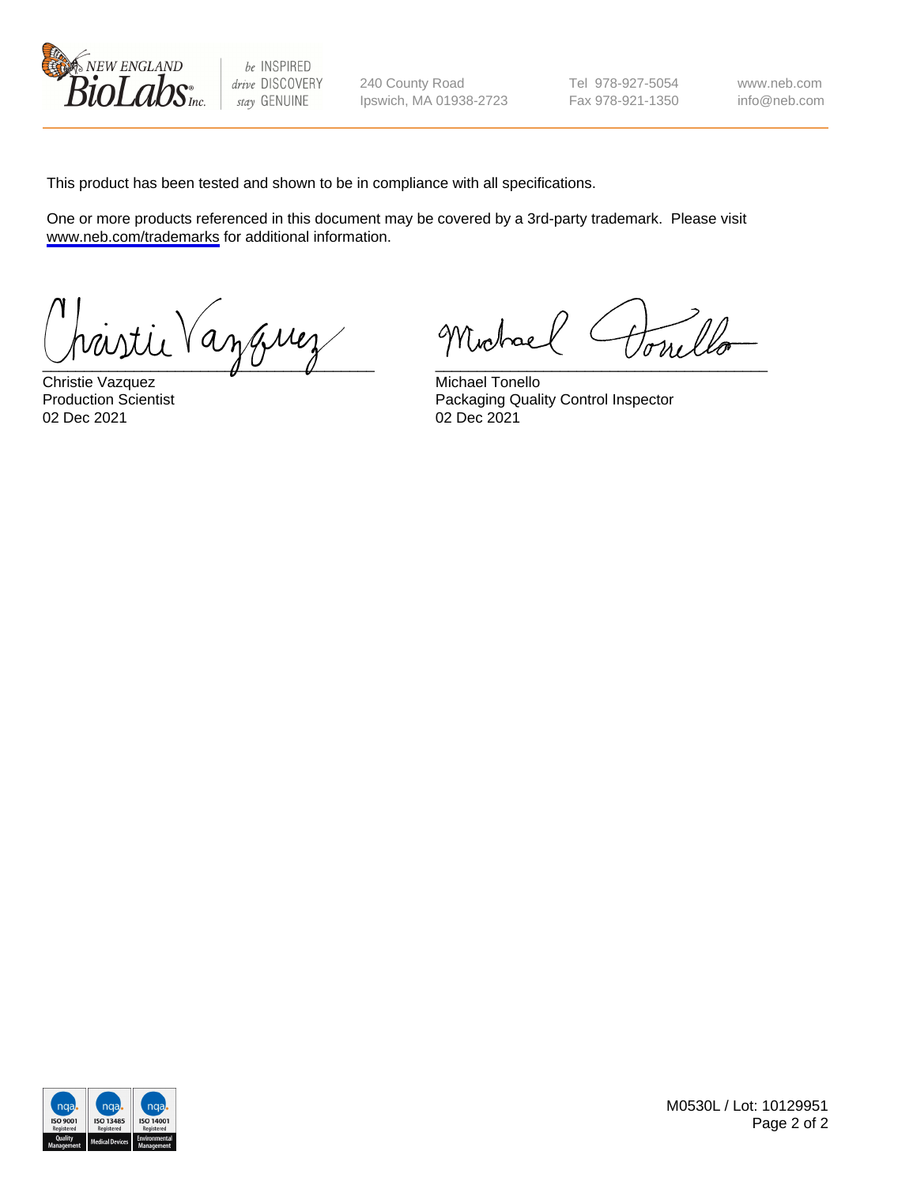This product has been tested and shown to be in compliance with all specifications.

One or more products referenced in this document may be covered by a 3rd-party trademark. Please visit www.neb.com/trademarks for additional information.

Christie Vazquez
Production Scientist
02 Dec 2021

Michael Tonello
Packaging Quality Control Inspector
02 Dec 2021

M0530L / Lot: 10129951